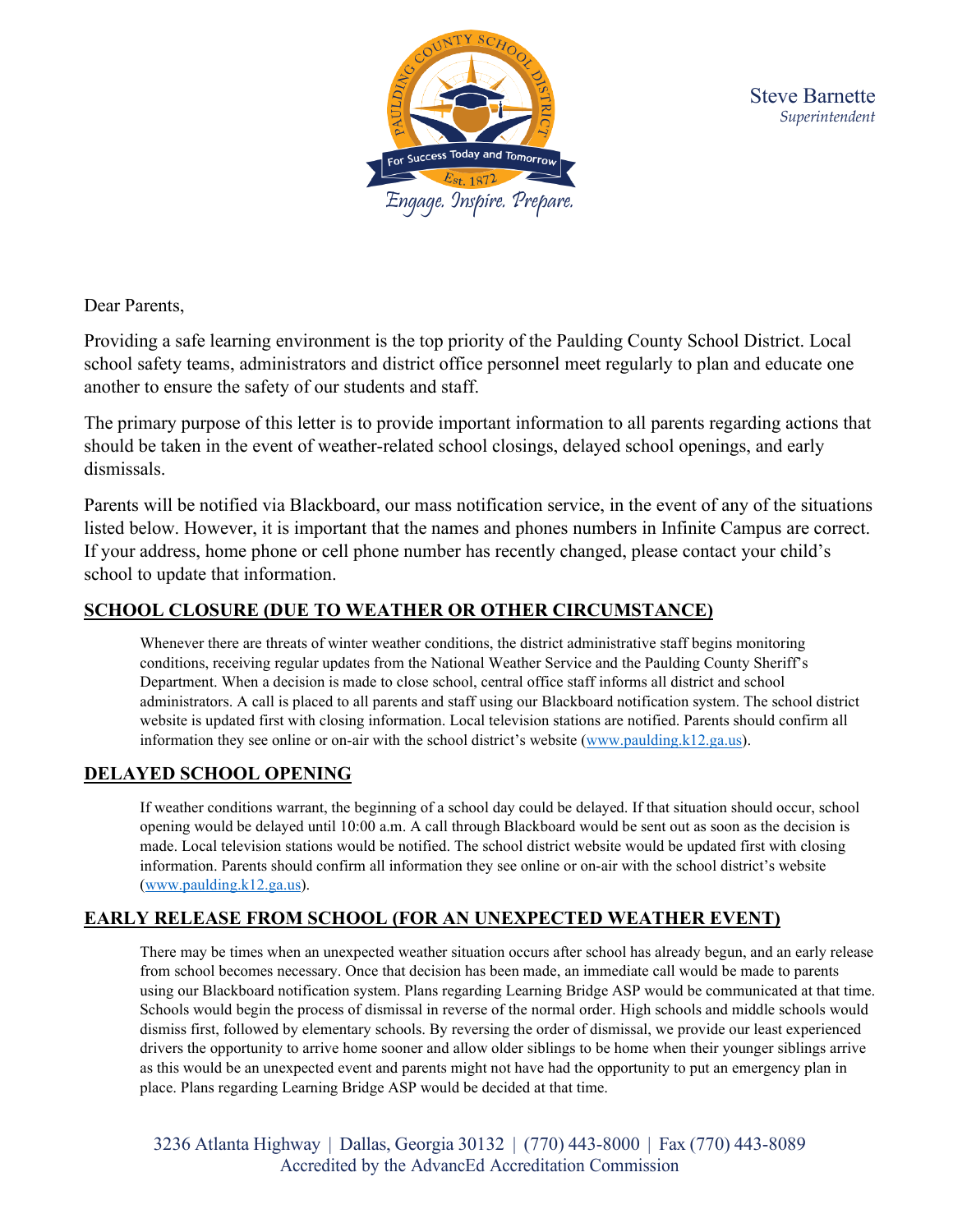Steve Barnette
*Superintendent*

Dear Parents,

Providing a safe learning environment is the top priority of the Paulding County School District. Local school safety teams, administrators and district office personnel meet regularly to plan and educate one another to ensure the safety of our students and staff.

The primary purpose of this letter is to provide important information to all parents regarding actions that should be taken in the event of weather-related school closings, delayed school openings, and early dismissals.

Parents will be notified via Blackboard, our mass notification service, in the event of any of the situations listed below. However, it is important that the names and phones numbers in Infinite Campus are correct. If your address, home phone or cell phone number has recently changed, please contact your child's school to update that information.

## SCHOOL CLOSURE (DUE TO WEATHER OR OTHER CIRCUMSTANCE)

Whenever there are threats of winter weather conditions, the district administrative staff begins monitoring conditions, receiving regular updates from the National Weather Service and the Paulding County Sheriff's Department. When a decision is made to close school, central office staff informs all district and school administrators. A call is placed to all parents and staff using our Blackboard notification system. The school district website is updated first with closing information. Local television stations are notified. Parents should confirm all information they see online or on-air with the school district's website (www.paulding.k12.ga.us).

## DELAYED SCHOOL OPENING

If weather conditions warrant, the beginning of a school day could be delayed. If that situation should occur, school opening would be delayed until 10:00 a.m. A call through Blackboard would be sent out as soon as the decision is made. Local television stations would be notified. The school district website would be updated first with closing information. Parents should confirm all information they see online or on-air with the school district's website (www.paulding.k12.ga.us).

## EARLY RELEASE FROM SCHOOL (FOR AN UNEXPECTED WEATHER EVENT)

There may be times when an unexpected weather situation occurs after school has already begun, and an early release from school becomes necessary. Once that decision has been made, an immediate call would be made to parents using our Blackboard notification system. Plans regarding Learning Bridge ASP would be communicated at that time. Schools would begin the process of dismissal in reverse of the normal order. High schools and middle schools would dismiss first, followed by elementary schools. By reversing the order of dismissal, we provide our least experienced drivers the opportunity to arrive home sooner and allow older siblings to be home when their younger siblings arrive as this would be an unexpected event and parents might not have had the opportunity to put an emergency plan in place. Plans regarding Learning Bridge ASP would be decided at that time.

3236 Atlanta Highway | Dallas, Georgia 30132 | (770) 443-8000 | Fax (770) 443-8089
Accredited by the AdvancEd Accreditation Commission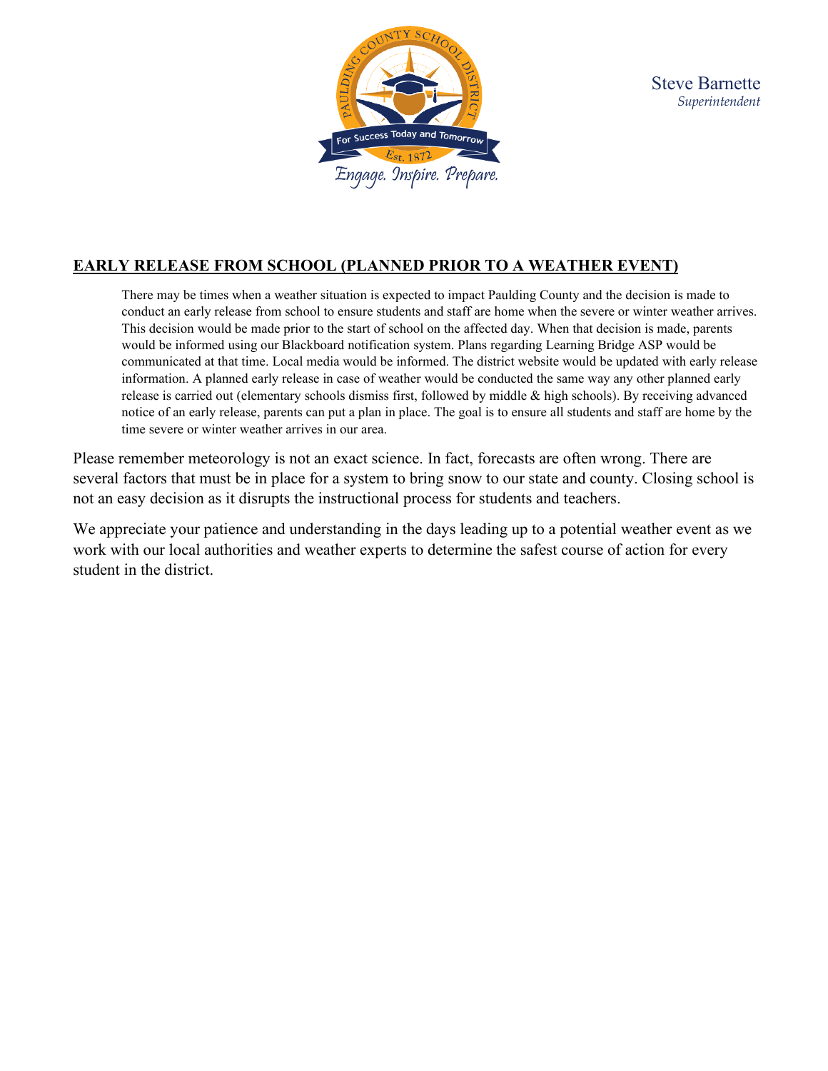Steve Barnette
*Superintendent*

## EARLY RELEASE FROM SCHOOL (PLANNED PRIOR TO A WEATHER EVENT)

> There may be times when a weather situation is expected to impact Paulding County and the decision is made to conduct an early release from school to ensure students and staff are home when the severe or winter weather arrives. This decision would be made prior to the start of school on the affected day. When that decision is made, parents would be informed using our Blackboard notification system. Plans regarding Learning Bridge ASP would be communicated at that time. Local media would be informed. The district website would be updated with early release information. A planned early release in case of weather would be conducted the same way any other planned early release is carried out (elementary schools dismiss first, followed by middle & high schools). By receiving advanced notice of an early release, parents can put a plan in place. The goal is to ensure all students and staff are home by the time severe or winter weather arrives in our area.

Please remember meteorology is not an exact science. In fact, forecasts are often wrong. There are several factors that must be in place for a system to bring snow to our state and county. Closing school is not an easy decision as it disrupts the instructional process for students and teachers.

We appreciate your patience and understanding in the days leading up to a potential weather event as we work with our local authorities and weather experts to determine the safest course of action for every student in the district.